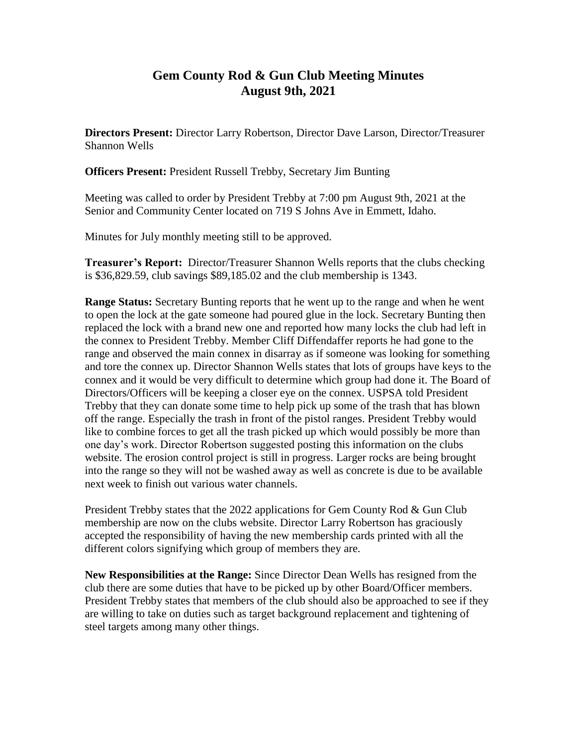# Gem County Rod & Gun Club Meeting Minutes
# August 9th, 2021

**Directors Present:** Director Larry Robertson, Director Dave Larson, Director/Treasurer Shannon Wells

**Officers Present:** President Russell Trebby, Secretary Jim Bunting

Meeting was called to order by President Trebby at 7:00 pm August 9th, 2021 at the Senior and Community Center located on 719 S Johns Ave in Emmett, Idaho.

Minutes for July monthly meeting still to be approved.

**Treasurer's Report:** Director/Treasurer Shannon Wells reports that the clubs checking is $36,829.59, club savings $89,185.02 and the club membership is 1343.

**Range Status:** Secretary Bunting reports that he went up to the range and when he went to open the lock at the gate someone had poured glue in the lock. Secretary Bunting then replaced the lock with a brand new one and reported how many locks the club had left in the connex to President Trebby. Member Cliff Diffendaffer reports he had gone to the range and observed the main connex in disarray as if someone was looking for something and tore the connex up. Director Shannon Wells states that lots of groups have keys to the connex and it would be very difficult to determine which group had done it. The Board of Directors/Officers will be keeping a closer eye on the connex. USPSA told President Trebby that they can donate some time to help pick up some of the trash that has blown off the range. Especially the trash in front of the pistol ranges. President Trebby would like to combine forces to get all the trash picked up which would possibly be more than one day's work. Director Robertson suggested posting this information on the clubs website. The erosion control project is still in progress. Larger rocks are being brought into the range so they will not be washed away as well as concrete is due to be available next week to finish out various water channels.

President Trebby states that the 2022 applications for Gem County Rod & Gun Club membership are now on the clubs website. Director Larry Robertson has graciously accepted the responsibility of having the new membership cards printed with all the different colors signifying which group of members they are.

**New Responsibilities at the Range:** Since Director Dean Wells has resigned from the club there are some duties that have to be picked up by other Board/Officer members. President Trebby states that members of the club should also be approached to see if they are willing to take on duties such as target background replacement and tightening of steel targets among many other things.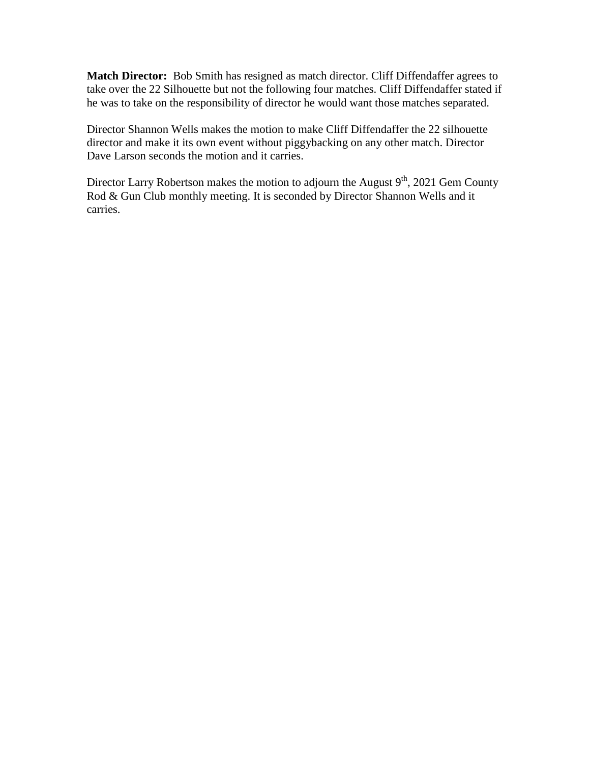**Match Director:** Bob Smith has resigned as match director. Cliff Diffendaffer agrees to take over the 22 Silhouette but not the following four matches. Cliff Diffendaffer stated if he was to take on the responsibility of director he would want those matches separated.

Director Shannon Wells makes the motion to make Cliff Diffendaffer the 22 silhouette director and make it its own event without piggybacking on any other match. Director Dave Larson seconds the motion and it carries.

Director Larry Robertson makes the motion to adjourn the August 9th, 2021 Gem County Rod & Gun Club monthly meeting. It is seconded by Director Shannon Wells and it carries.